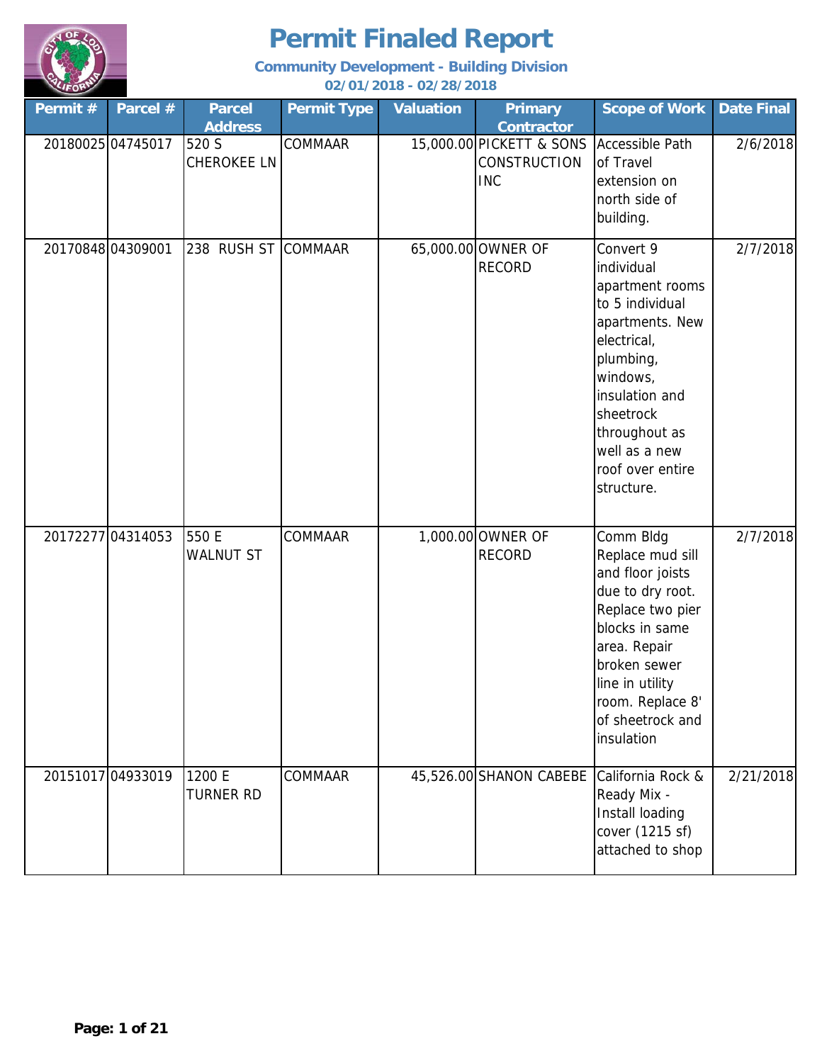# Permit Finaled Report

**Community Development - Building Division**

**02/01/2018 - 02/28/2018**

| Permit # | Parcel # | Parcel Address | Permit Type | Valuation | Primary Contractor | Scope of Work | Date Final |
|---|---|---|---|---|---|---|---|
| 20180025 | 04745017 | 520 S CHEROKEE LN | COMMAAR | 15,000.00 | PICKETT & SONS CONSTRUCTION INC | Accessible Path of Travel extension on north side of building. | 2/6/2018 |
| 20170848 | 04309001 | 238 RUSH ST | COMMAAR | 65,000.00 | OWNER OF RECORD | Convert 9 individual apartment rooms to 5 individual apartments. New electrical, plumbing, windows, insulation and sheetrock throughout as well as a new roof over entire structure. | 2/7/2018 |
| 20172277 | 04314053 | 550 E WALNUT ST | COMMAAR | 1,000.00 | OWNER OF RECORD | Comm Bldg Replace mud sill and floor joists due to dry root. Replace two pier blocks in same area. Repair broken sewer line in utility room. Replace 8' of sheetrock and insulation | 2/7/2018 |
| 20151017 | 04933019 | 1200 E TURNER RD | COMMAAR | 45,526.00 | SHANON CABEBE | California Rock & Ready Mix - Install loading cover (1215 sf) attached to shop | 2/21/2018 |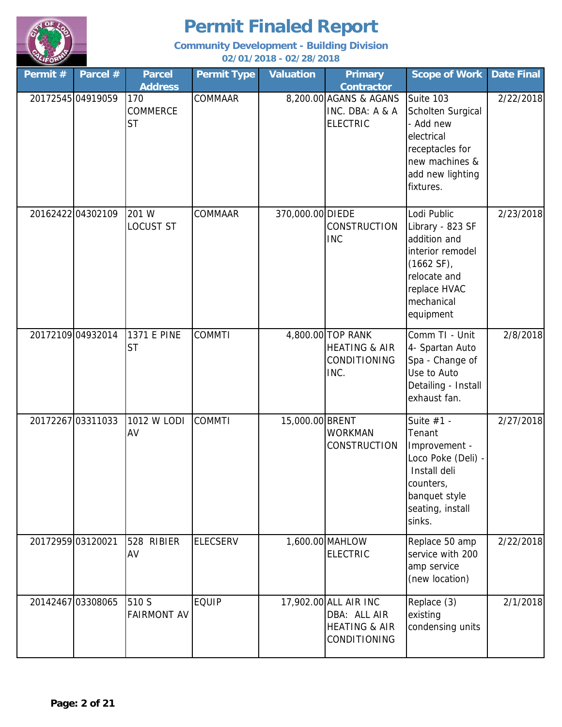# Permit Finaled Report

**Community Development - Building Division**

**02/01/2018 - 02/28/2018**

| Permit # | Parcel # | Parcel Address | Permit Type | Valuation | Primary Contractor | Scope of Work | Date Final |
|---|---|---|---|---|---|---|---|
| 20172545 | 04919059 | 170 COMMERCE ST | COMMAAR | 8,200.00 | AGANS & AGANS INC. DBA: A & A ELECTRIC | Suite 103 Scholten Surgical - Add new electrical receptacles for new machines & add new lighting fixtures. | 2/22/2018 |
| 20162422 | 04302109 | 201 W LOCUST ST | COMMAAR | 370,000.00 | DIEDE CONSTRUCTION INC | Lodi Public Library - 823 SF addition and interior remodel (1662 SF), relocate and replace HVAC mechanical equipment | 2/23/2018 |
| 20172109 | 04932014 | 1371 E PINE ST | COMMTI | 4,800.00 | TOP RANK HEATING & AIR CONDITIONING INC. | Comm TI - Unit 4- Spartan Auto Spa - Change of Use to Auto Detailing - Install exhaust fan. | 2/8/2018 |
| 20172267 | 03311033 | 1012 W LODI AV | COMMTI | 15,000.00 | BRENT WORKMAN CONSTRUCTION | Suite #1 - Tenant Improvement - Loco Poke (Deli) - Install deli counters, banquet style seating, install sinks. | 2/27/2018 |
| 20172959 | 03120021 | 528 RIBIER AV | ELECSERV | 1,600.00 | MAHLOW ELECTRIC | Replace 50 amp service with 200 amp service (new location) | 2/22/2018 |
| 20142467 | 03308065 | 510 S FAIRMONT AV | EQUIP | 17,902.00 | ALL AIR INC DBA: ALL AIR HEATING & AIR CONDITIONING | Replace (3) existing condensing units | 2/1/2018 |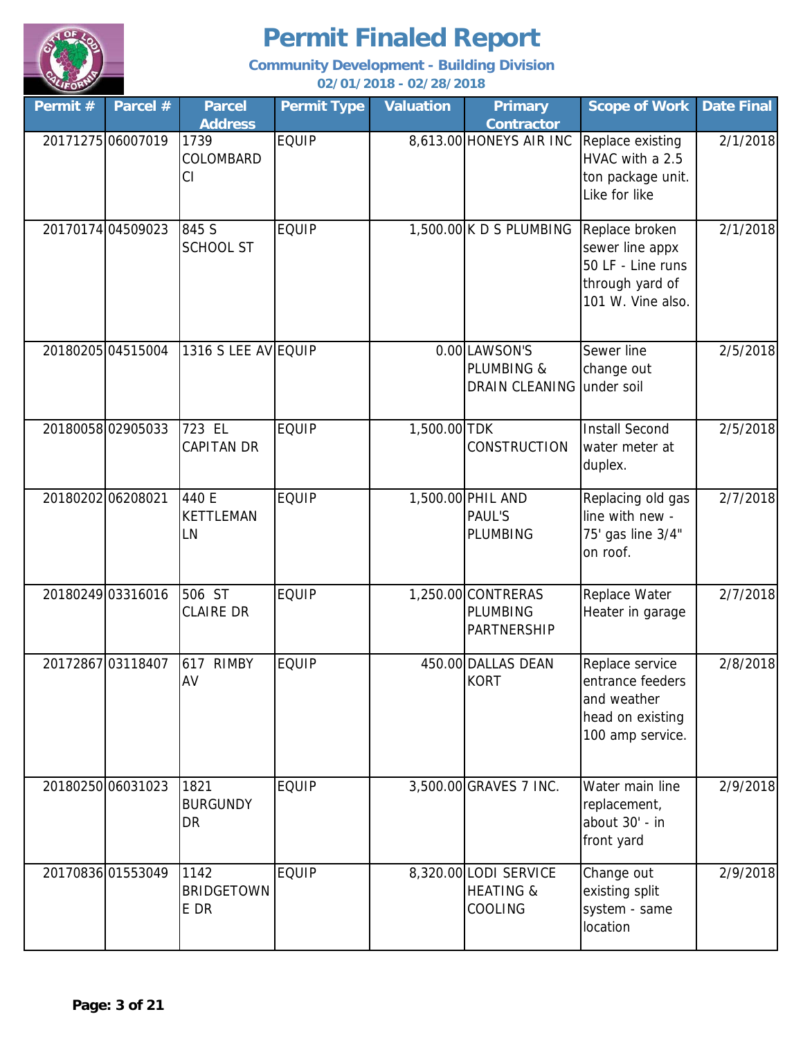# Permit Finaled Report

**Community Development - Building Division**

**02/01/2018 - 02/28/2018**

| Permit # | Parcel # | Parcel Address | Permit Type | Valuation | Primary Contractor | Scope of Work | Date Final |
|---|---|---|---|---|---|---|---|
| 20171275 | 06007019 | 1739 COLOMBARD CI | EQUIP | 8,613.00 | HONEYS AIR INC | Replace existing HVAC with a 2.5 ton package unit. Like for like | 2/1/2018 |
| 20170174 | 04509023 | 845 S SCHOOL ST | EQUIP | 1,500.00 | K D S PLUMBING | Replace broken sewer line appx 50 LF - Line runs through yard of 101 W. Vine also. | 2/1/2018 |
| 20180205 | 04515004 | 1316 S LEE AV | EQUIP | 0.00 | LAWSON'S PLUMBING & DRAIN CLEANING | Sewer line change out under soil | 2/5/2018 |
| 20180058 | 02905033 | 723 EL CAPITAN DR | EQUIP | 1,500.00 | TDK CONSTRUCTION | Install Second water meter at duplex. | 2/5/2018 |
| 20180202 | 06208021 | 440 E KETTLEMAN LN | EQUIP | 1,500.00 | PHIL AND PAUL'S PLUMBING | Replacing old gas line with new - 75' gas line 3/4" on roof. | 2/7/2018 |
| 20180249 | 03316016 | 506 ST CLAIRE DR | EQUIP | 1,250.00 | CONTRERAS PLUMBING PARTNERSHIP | Replace Water Heater in garage | 2/7/2018 |
| 20172867 | 03118407 | 617 RIMBY AV | EQUIP | 450.00 | DALLAS DEAN KORT | Replace service entrance feeders and weather head on existing 100 amp service. | 2/8/2018 |
| 20180250 | 06031023 | 1821 BURGUNDY DR | EQUIP | 3,500.00 | GRAVES 7 INC. | Water main line replacement, about 30' - in front yard | 2/9/2018 |
| 20170836 | 01553049 | 1142 BRIDGETOWNE DR | EQUIP | 8,320.00 | LODI SERVICE HEATING & COOLING | Change out existing split system - same location | 2/9/2018 |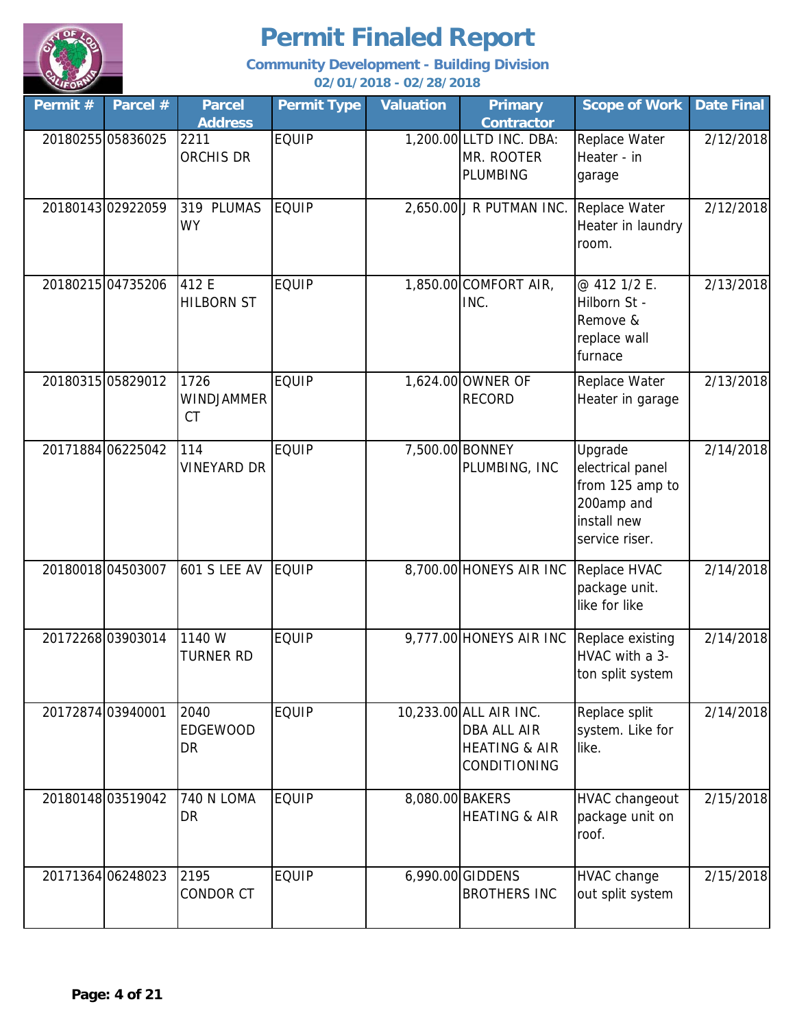# Permit Finaled Report

**Community Development - Building Division**

**02/01/2018 - 02/28/2018**

| Permit # | Parcel # | Parcel Address | Permit Type | Valuation | Primary Contractor | Scope of Work | Date Final |
|---|---|---|---|---|---|---|---|
| 20180255 | 05836025 | 2211 ORCHIS DR | EQUIP | 1,200.00 | LLTD INC. DBA: MR. ROOTER PLUMBING | Replace Water Heater - in garage | 2/12/2018 |
| 20180143 | 02922059 | 319 PLUMAS WY | EQUIP | 2,650.00 | J R PUTMAN INC. | Replace Water Heater in laundry room. | 2/12/2018 |
| 20180215 | 04735206 | 412 E HILBORN ST | EQUIP | 1,850.00 | COMFORT AIR, INC. | @ 412 1/2 E. Hilborn St - Remove & replace wall furnace | 2/13/2018 |
| 20180315 | 05829012 | 1726 WINDJAMMER CT | EQUIP | 1,624.00 | OWNER OF RECORD | Replace Water Heater in garage | 2/13/2018 |
| 20171884 | 06225042 | 114 VINEYARD DR | EQUIP | 7,500.00 | BONNEY PLUMBING, INC | Upgrade electrical panel from 125 amp to 200amp and install new service riser. | 2/14/2018 |
| 20180018 | 04503007 | 601 S LEE AV | EQUIP | 8,700.00 | HONEYS AIR INC | Replace HVAC package unit. like for like | 2/14/2018 |
| 20172268 | 03903014 | 1140 W TURNER RD | EQUIP | 9,777.00 | HONEYS AIR INC | Replace existing HVAC with a 3-ton split system | 2/14/2018 |
| 20172874 | 03940001 | 2040 EDGEWOOD DR | EQUIP | 10,233.00 | ALL AIR INC. DBA ALL AIR HEATING & AIR CONDITIONING | Replace split system. Like for like. | 2/14/2018 |
| 20180148 | 03519042 | 740 N LOMA DR | EQUIP | 8,080.00 | BAKERS HEATING & AIR | HVAC changeout package unit on roof. | 2/15/2018 |
| 20171364 | 06248023 | 2195 CONDOR CT | EQUIP | 6,990.00 | GIDDENS BROTHERS INC | HVAC change out split system | 2/15/2018 |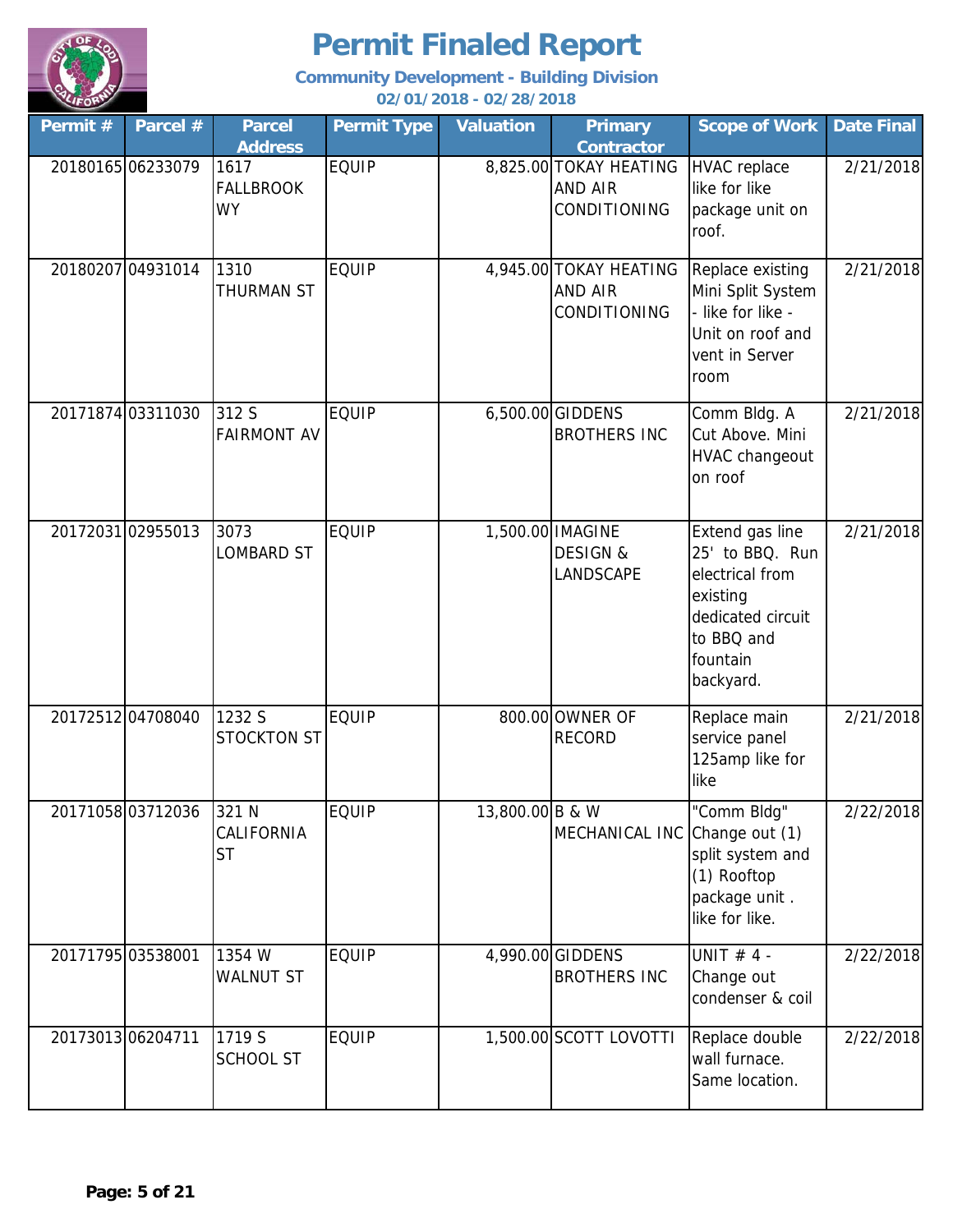# Permit Finaled Report

**Community Development - Building Division**

**02/01/2018 - 02/28/2018**

| Permit # | Parcel # | Parcel Address | Permit Type | Valuation | Primary Contractor | Scope of Work | Date Final |
|---|---|---|---|---|---|---|---|
| 20180165 | 06233079 | 1617 FALLBROOK WY | EQUIP | 8,825.00 | TOKAY HEATING AND AIR CONDITIONING | HVAC replace like for like package unit on roof. | 2/21/2018 |
| 20180207 | 04931014 | 1310 THURMAN ST | EQUIP | 4,945.00 | TOKAY HEATING AND AIR CONDITIONING | Replace existing Mini Split System - like for like - Unit on roof and vent in Server room | 2/21/2018 |
| 20171874 | 03311030 | 312 S FAIRMONT AV | EQUIP | 6,500.00 | GIDDENS BROTHERS INC | Comm Bldg. A Cut Above. Mini HVAC changeout on roof | 2/21/2018 |
| 20172031 | 02955013 | 3073 LOMBARD ST | EQUIP | 1,500.00 | IMAGINE DESIGN & LANDSCAPE | Extend gas line 25' to BBQ. Run electrical from existing dedicated circuit to BBQ and fountain backyard. | 2/21/2018 |
| 20172512 | 04708040 | 1232 S STOCKTON ST | EQUIP | 800.00 | OWNER OF RECORD | Replace main service panel 125amp like for like | 2/21/2018 |
| 20171058 | 03712036 | 321 N CALIFORNIA ST | EQUIP | 13,800.00 | B & W MECHANICAL INC | "Comm Bldg" Change out (1) split system and (1) Rooftop package unit . like for like. | 2/22/2018 |
| 20171795 | 03538001 | 1354 W WALNUT ST | EQUIP | 4,990.00 | GIDDENS BROTHERS INC | UNIT # 4 - Change out condenser & coil | 2/22/2018 |
| 20173013 | 06204711 | 1719 S SCHOOL ST | EQUIP | 1,500.00 | SCOTT LOVOTTI | Replace double wall furnace. Same location. | 2/22/2018 |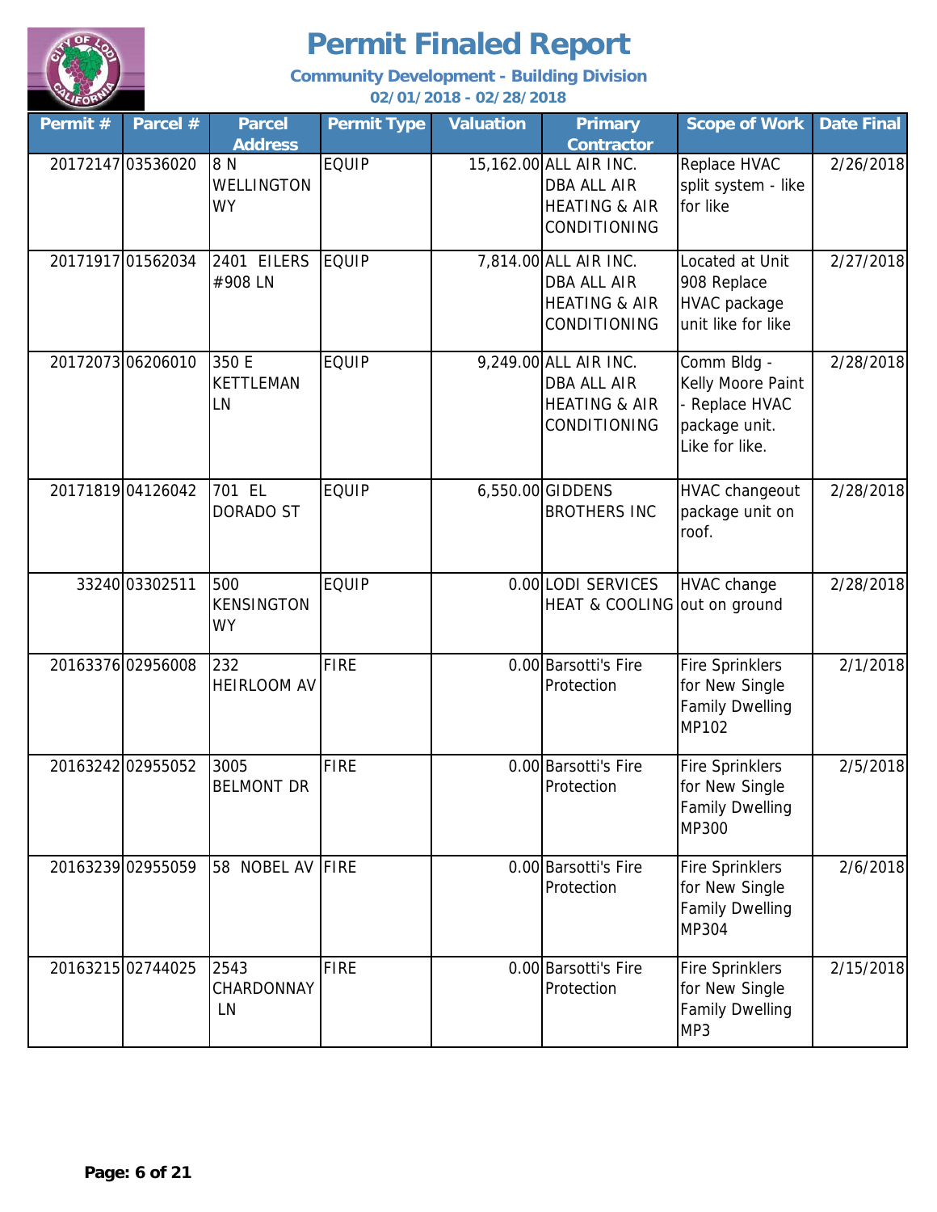# Permit Finaled Report

**Community Development - Building Division**

**02/01/2018 - 02/28/2018**

| Permit # | Parcel # | Parcel Address | Permit Type | Valuation | Primary Contractor | Scope of Work | Date Final |
|---|---|---|---|---|---|---|---|
| 20172147 | 03536020 | 8 N WELLINGTON WY | EQUIP | 15,162.00 | ALL AIR INC. DBA ALL AIR HEATING & AIR CONDITIONING | Replace HVAC split system - like for like | 2/26/2018 |
| 20171917 | 01562034 | 2401 EILERS #908 LN | EQUIP | 7,814.00 | ALL AIR INC. DBA ALL AIR HEATING & AIR CONDITIONING | Located at Unit 908 Replace HVAC package unit like for like | 2/27/2018 |
| 20172073 | 06206010 | 350 E KETTLEMAN LN | EQUIP | 9,249.00 | ALL AIR INC. DBA ALL AIR HEATING & AIR CONDITIONING | Comm Bldg - Kelly Moore Paint - Replace HVAC package unit. Like for like. | 2/28/2018 |
| 20171819 | 04126042 | 701 EL DORADO ST | EQUIP | 6,550.00 | GIDDENS BROTHERS INC | HVAC changeout package unit on roof. | 2/28/2018 |
| 33240 | 03302511 | 500 KENSINGTON WY | EQUIP | 0.00 | LODI SERVICES HEAT & COOLING | HVAC change out on ground | 2/28/2018 |
| 20163376 | 02956008 | 232 HEIRLOOM AV | FIRE | 0.00 | Barsotti's Fire Protection | Fire Sprinklers for New Single Family Dwelling MP102 | 2/1/2018 |
| 20163242 | 02955052 | 3005 BELMONT DR | FIRE | 0.00 | Barsotti's Fire Protection | Fire Sprinklers for New Single Family Dwelling MP300 | 2/5/2018 |
| 20163239 | 02955059 | 58 NOBEL AV | FIRE | 0.00 | Barsotti's Fire Protection | Fire Sprinklers for New Single Family Dwelling MP304 | 2/6/2018 |
| 20163215 | 02744025 | 2543 CHARDONNAY LN | FIRE | 0.00 | Barsotti's Fire Protection | Fire Sprinklers for New Single Family Dwelling MP3 | 2/15/2018 |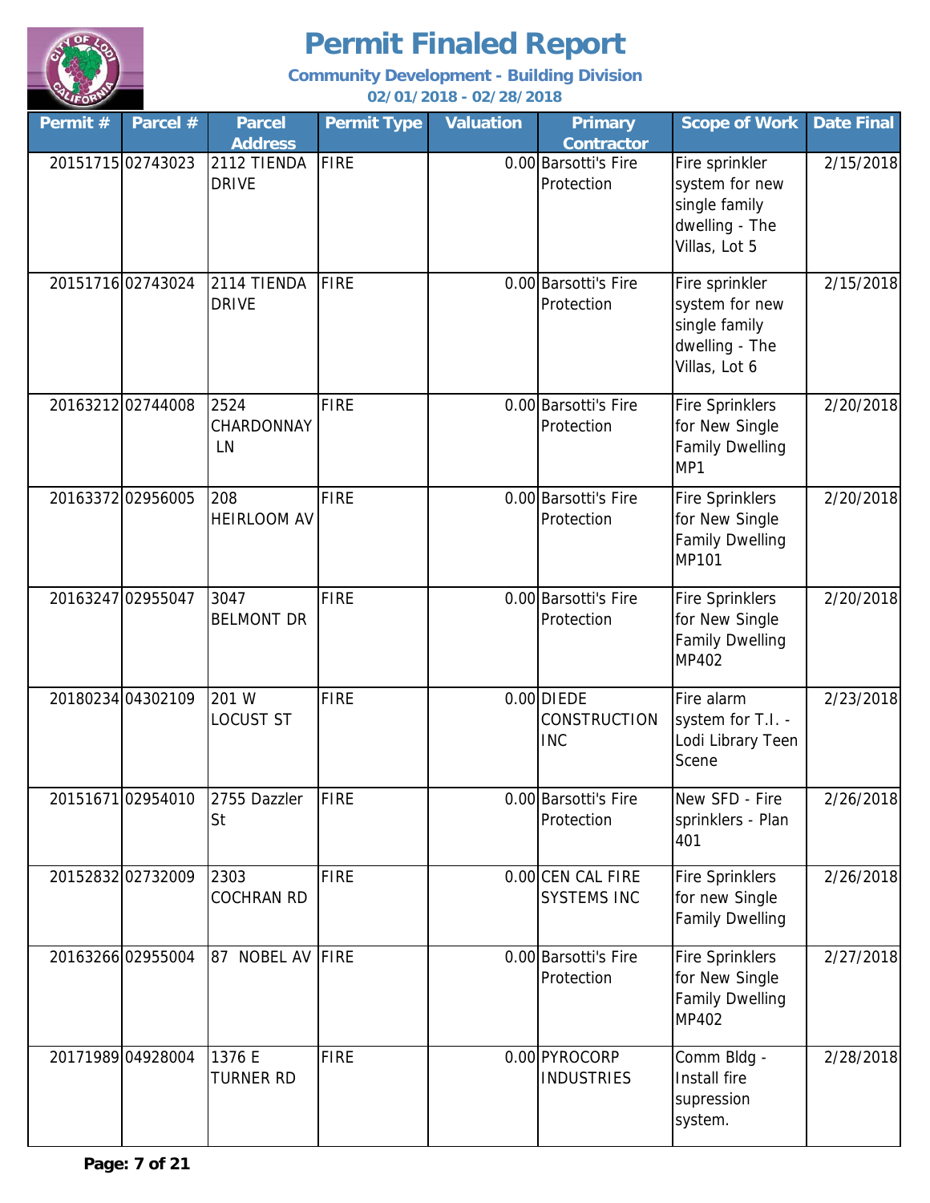# Permit Finaled Report

**Community Development - Building Division**

**02/01/2018 - 02/28/2018**

| Permit # | Parcel # | Parcel Address | Permit Type | Valuation | Primary Contractor | Scope of Work | Date Final |
|---|---|---|---|---|---|---|---|
| 20151715 | 02743023 | 2112 TIENDA DRIVE | FIRE | 0.00 | Barsotti's Fire Protection | Fire sprinkler system for new single family dwelling - The Villas, Lot 5 | 2/15/2018 |
| 20151716 | 02743024 | 2114 TIENDA DRIVE | FIRE | 0.00 | Barsotti's Fire Protection | Fire sprinkler system for new single family dwelling - The Villas, Lot 6 | 2/15/2018 |
| 20163212 | 02744008 | 2524 CHARDONNAY LN | FIRE | 0.00 | Barsotti's Fire Protection | Fire Sprinklers for New Single Family Dwelling MP1 | 2/20/2018 |
| 20163372 | 02956005 | 208 HEIRLOOM AV | FIRE | 0.00 | Barsotti's Fire Protection | Fire Sprinklers for New Single Family Dwelling MP101 | 2/20/2018 |
| 20163247 | 02955047 | 3047 BELMONT DR | FIRE | 0.00 | Barsotti's Fire Protection | Fire Sprinklers for New Single Family Dwelling MP402 | 2/20/2018 |
| 20180234 | 04302109 | 201 W LOCUST ST | FIRE | 0.00 | DIEDE CONSTRUCTION INC | Fire alarm system for T.I. - Lodi Library Teen Scene | 2/23/2018 |
| 20151671 | 02954010 | 2755 Dazzler St | FIRE | 0.00 | Barsotti's Fire Protection | New SFD - Fire sprinklers - Plan 401 | 2/26/2018 |
| 20152832 | 02732009 | 2303 COCHRAN RD | FIRE | 0.00 | CEN CAL FIRE SYSTEMS INC | Fire Sprinklers for new Single Family Dwelling | 2/26/2018 |
| 20163266 | 02955004 | 87 NOBEL AV | FIRE | 0.00 | Barsotti's Fire Protection | Fire Sprinklers for New Single Family Dwelling MP402 | 2/27/2018 |
| 20171989 | 04928004 | 1376 E TURNER RD | FIRE | 0.00 | PYROCORP INDUSTRIES | Comm Bldg - Install fire supression system. | 2/28/2018 |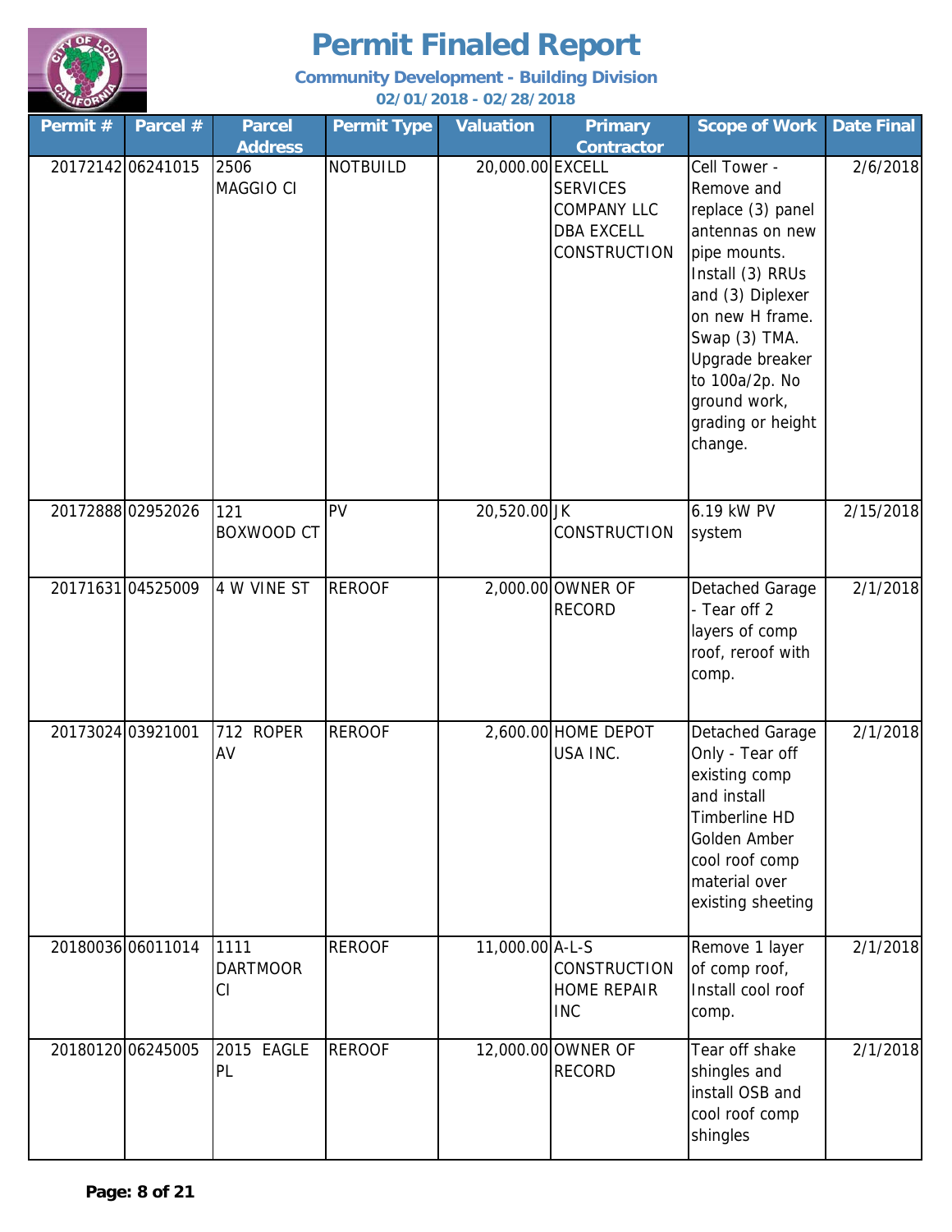# Permit Finaled Report

**Community Development - Building Division**

**02/01/2018 - 02/28/2018**

| Permit # | Parcel # | Parcel Address | Permit Type | Valuation | Primary Contractor | Scope of Work | Date Final |
|---|---|---|---|---|---|---|---|
| 20172142 | 06241015 | 2506 MAGGIO CI | NOTBUILD | 20,000.00 | EXCELL SERVICES COMPANY LLC DBA EXCELL CONSTRUCTION | Cell Tower - Remove and replace (3) panel antennas on new pipe mounts. Install (3) RRUs and (3) Diplexer on new H frame. Swap (3) TMA. Upgrade breaker to 100a/2p. No ground work, grading or height change. | 2/6/2018 |
| 20172888 | 02952026 | 121 BOXWOOD CT | PV | 20,520.00 | JK CONSTRUCTION | 6.19 kW PV system | 2/15/2018 |
| 20171631 | 04525009 | 4 W VINE ST | REROOF | 2,000.00 | OWNER OF RECORD | Detached Garage - Tear off 2 layers of comp roof, reroof with comp. | 2/1/2018 |
| 20173024 | 03921001 | 712 ROPER AV | REROOF | 2,600.00 | HOME DEPOT USA INC. | Detached Garage Only - Tear off existing comp and install Timberline HD Golden Amber cool roof comp material over existing sheeting | 2/1/2018 |
| 20180036 | 06011014 | 1111 DARTMOOR CI | REROOF | 11,000.00 | A-L-S CONSTRUCTION HOME REPAIR INC | Remove 1 layer of comp roof, Install cool roof comp. | 2/1/2018 |
| 20180120 | 06245005 | 2015 EAGLE PL | REROOF | 12,000.00 | OWNER OF RECORD | Tear off shake shingles and install OSB and cool roof comp shingles | 2/1/2018 |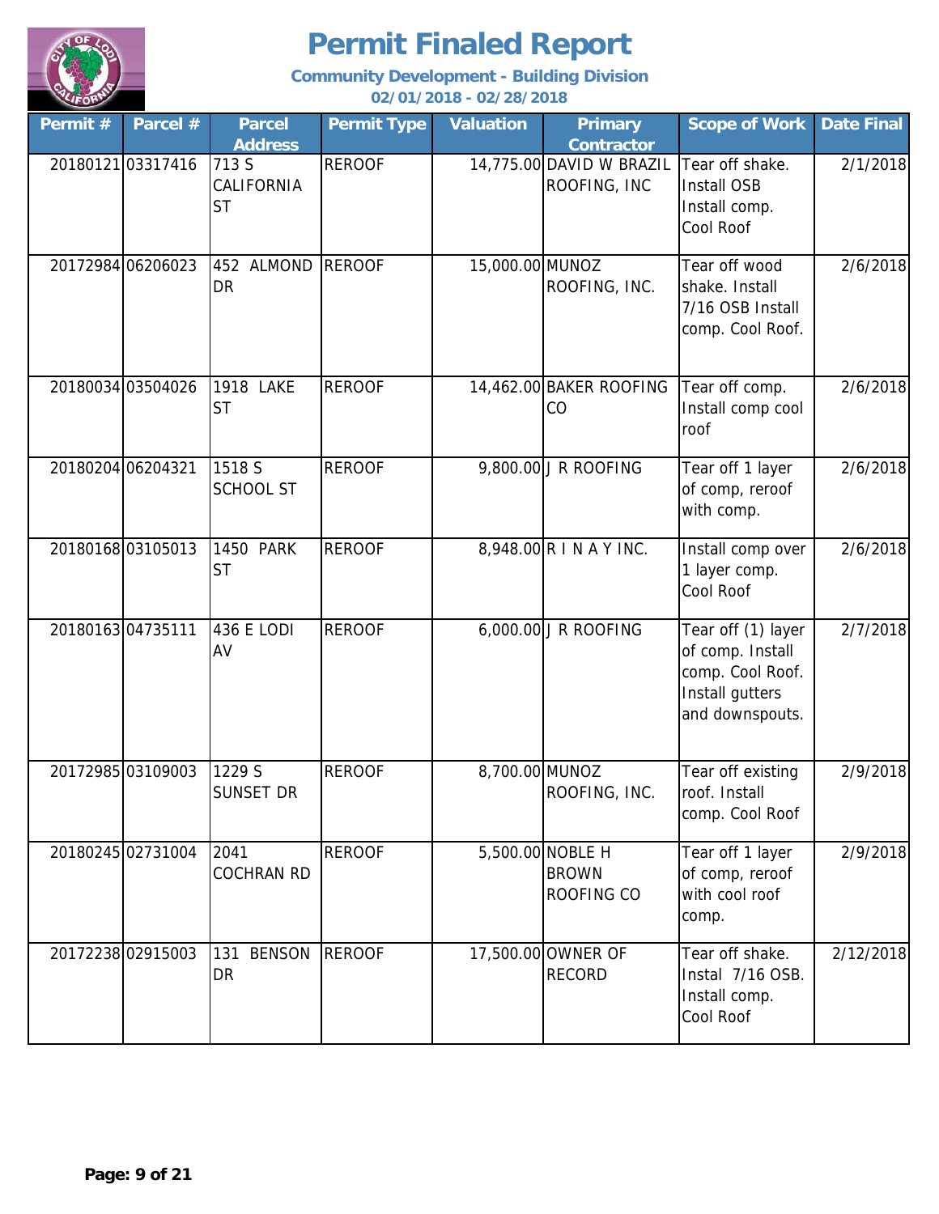# Permit Finaled Report

**Community Development - Building Division**

**02/01/2018 - 02/28/2018**

| Permit # | Parcel # | Parcel Address | Permit Type | Valuation | Primary Contractor | Scope of Work | Date Final |
|---|---|---|---|---|---|---|---|
| 20180121 | 03317416 | 713 S CALIFORNIA ST | REROOF | 14,775.00 | DAVID W BRAZIL ROOFING, INC | Tear off shake. Install OSB Install comp. Cool Roof | 2/1/2018 |
| 20172984 | 06206023 | 452 ALMOND DR | REROOF | 15,000.00 | MUNOZ ROOFING, INC. | Tear off wood shake. Install 7/16 OSB Install comp. Cool Roof. | 2/6/2018 |
| 20180034 | 03504026 | 1918 LAKE ST | REROOF | 14,462.00 | BAKER ROOFING CO | Tear off comp. Install comp cool roof | 2/6/2018 |
| 20180204 | 06204321 | 1518 S SCHOOL ST | REROOF | 9,800.00 | J R ROOFING | Tear off 1 layer of comp, reroof with comp. | 2/6/2018 |
| 20180168 | 03105013 | 1450 PARK ST | REROOF | 8,948.00 | R I N A Y INC. | Install comp over 1 layer comp. Cool Roof | 2/6/2018 |
| 20180163 | 04735111 | 436 E LODI AV | REROOF | 6,000.00 | J R ROOFING | Tear off (1) layer of comp. Install comp. Cool Roof. Install gutters and downspouts. | 2/7/2018 |
| 20172985 | 03109003 | 1229 S SUNSET DR | REROOF | 8,700.00 | MUNOZ ROOFING, INC. | Tear off existing roof. Install comp. Cool Roof | 2/9/2018 |
| 20180245 | 02731004 | 2041 COCHRAN RD | REROOF | 5,500.00 | NOBLE H BROWN ROOFING CO | Tear off 1 layer of comp, reroof with cool roof comp. | 2/9/2018 |
| 20172238 | 02915003 | 131 BENSON DR | REROOF | 17,500.00 | OWNER OF RECORD | Tear off shake. Instal 7/16 OSB. Install comp. Cool Roof | 2/12/2018 |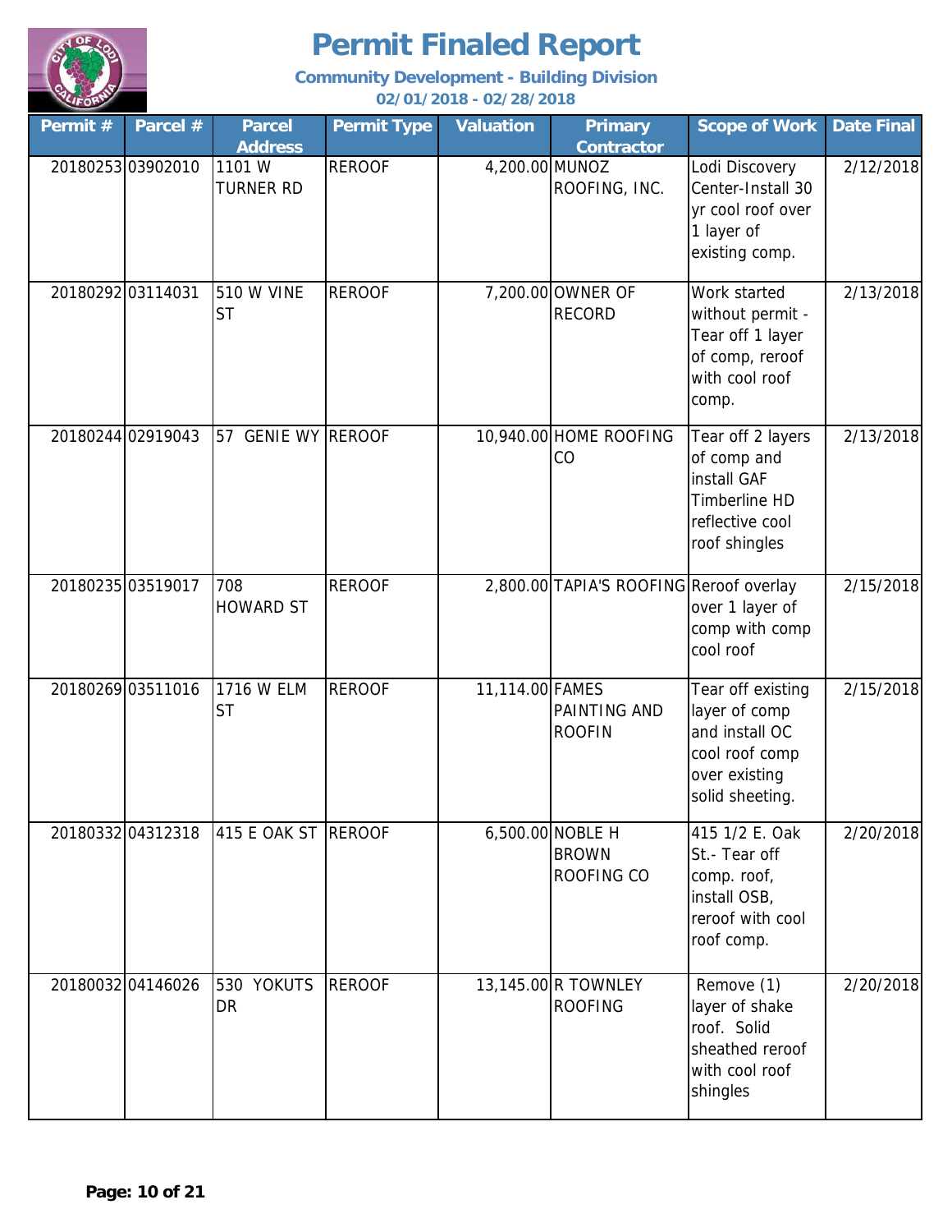# Permit Finaled Report

**Community Development - Building Division**

**02/01/2018 - 02/28/2018**

| Permit # | Parcel # | Parcel Address | Permit Type | Valuation | Primary Contractor | Scope of Work | Date Final |
|---|---|---|---|---|---|---|---|
| 20180253 | 03902010 | 1101 W TURNER RD | REROOF | 4,200.00 | MUNOZ ROOFING, INC. | Lodi Discovery Center-Install 30 yr cool roof over 1 layer of existing comp. | 2/12/2018 |
| 20180292 | 03114031 | 510 W VINE ST | REROOF | 7,200.00 | OWNER OF RECORD | Work started without permit - Tear off 1 layer of comp, reroof with cool roof comp. | 2/13/2018 |
| 20180244 | 02919043 | 57 GENIE WY | REROOF | 10,940.00 | HOME ROOFING CO | Tear off 2 layers of comp and install GAF Timberline HD reflective cool roof shingles | 2/13/2018 |
| 20180235 | 03519017 | 708 HOWARD ST | REROOF | 2,800.00 | TAPIA'S ROOFING | Reroof overlay over 1 layer of comp with comp cool roof | 2/15/2018 |
| 20180269 | 03511016 | 1716 W ELM ST | REROOF | 11,114.00 | FAMES PAINTING AND ROOFIN | Tear off existing layer of comp and install OC cool roof comp over existing solid sheeting. | 2/15/2018 |
| 20180332 | 04312318 | 415 E OAK ST | REROOF | 6,500.00 | NOBLE H BROWN ROOFING CO | 415 1/2 E. Oak St.- Tear off comp. roof, install OSB, reroof with cool roof comp. | 2/20/2018 |
| 20180032 | 04146026 | 530 YOKUTS DR | REROOF | 13,145.00 | R TOWNLEY ROOFING | Remove (1) layer of shake roof. Solid sheathed reroof with cool roof shingles | 2/20/2018 |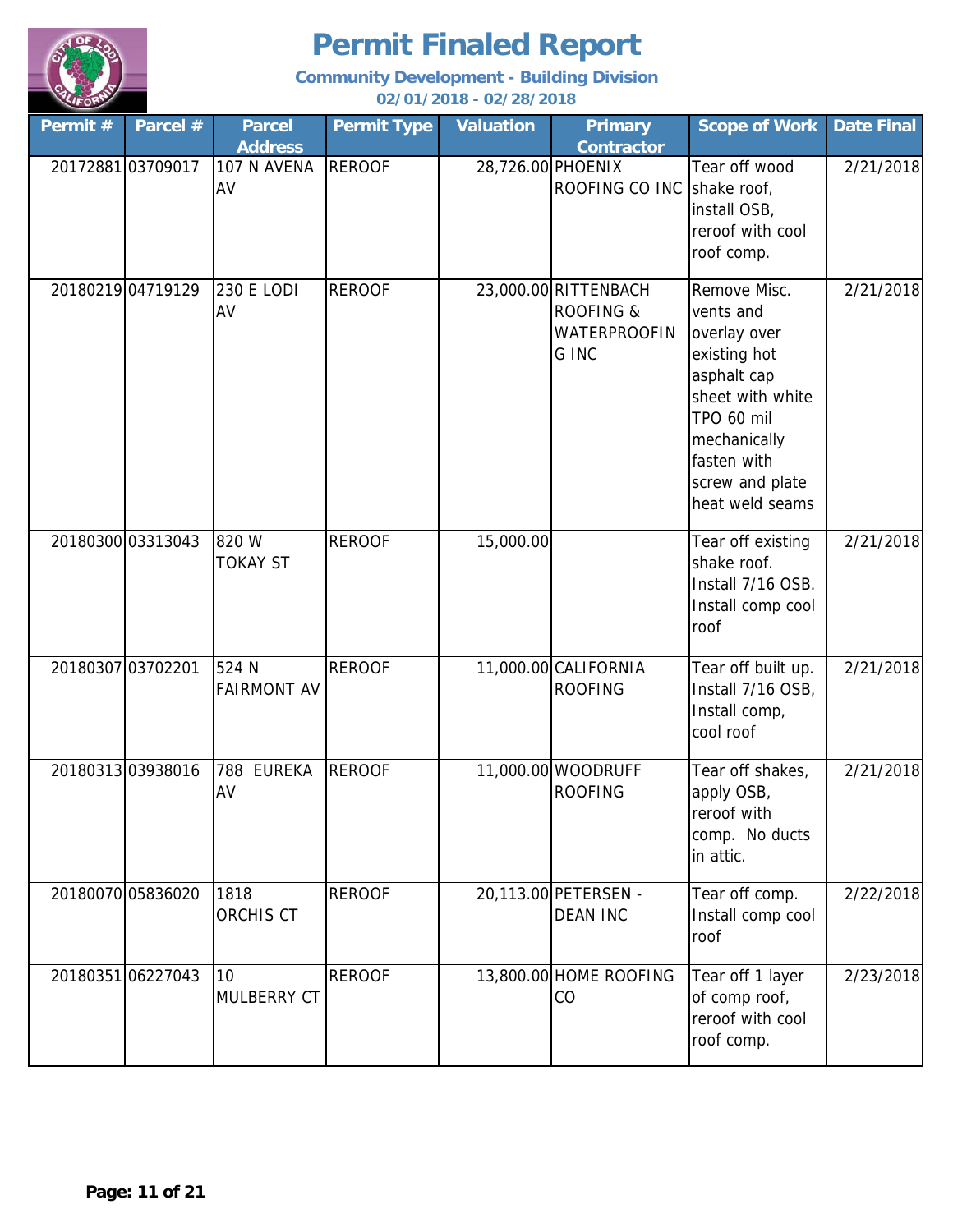# Permit Finaled Report

**Community Development - Building Division**

**02/01/2018 - 02/28/2018**

| Permit # | Parcel # | Parcel Address | Permit Type | Valuation | Primary Contractor | Scope of Work | Date Final |
|---|---|---|---|---|---|---|---|
| 20172881 | 03709017 | 107 N AVENA AV | REROOF | 28,726.00 | PHOENIX ROOFING CO INC | Tear off wood shake roof, install OSB, reroof with cool roof comp. | 2/21/2018 |
| 20180219 | 04719129 | 230 E LODI AV | REROOF | 23,000.00 | RITTENBACH ROOFING & WATERPROOFING INC | Remove Misc. vents and overlay over existing hot asphalt cap sheet with white TPO 60 mil mechanically fasten with screw and plate heat weld seams | 2/21/2018 |
| 20180300 | 03313043 | 820 W TOKAY ST | REROOF | 15,000.00 | | Tear off existing shake roof. Install 7/16 OSB. Install comp cool roof | 2/21/2018 |
| 20180307 | 03702201 | 524 N FAIRMONT AV | REROOF | 11,000.00 | CALIFORNIA ROOFING | Tear off built up. Install 7/16 OSB, Install comp, cool roof | 2/21/2018 |
| 20180313 | 03938016 | 788 EUREKA AV | REROOF | 11,000.00 | WOODRUFF ROOFING | Tear off shakes, apply OSB, reroof with comp. No ducts in attic. | 2/21/2018 |
| 20180070 | 05836020 | 1818 ORCHIS CT | REROOF | 20,113.00 | PETERSEN - DEAN INC | Tear off comp. Install comp cool roof | 2/22/2018 |
| 20180351 | 06227043 | 10 MULBERRY CT | REROOF | 13,800.00 | HOME ROOFING CO | Tear off 1 layer of comp roof, reroof with cool roof comp. | 2/23/2018 |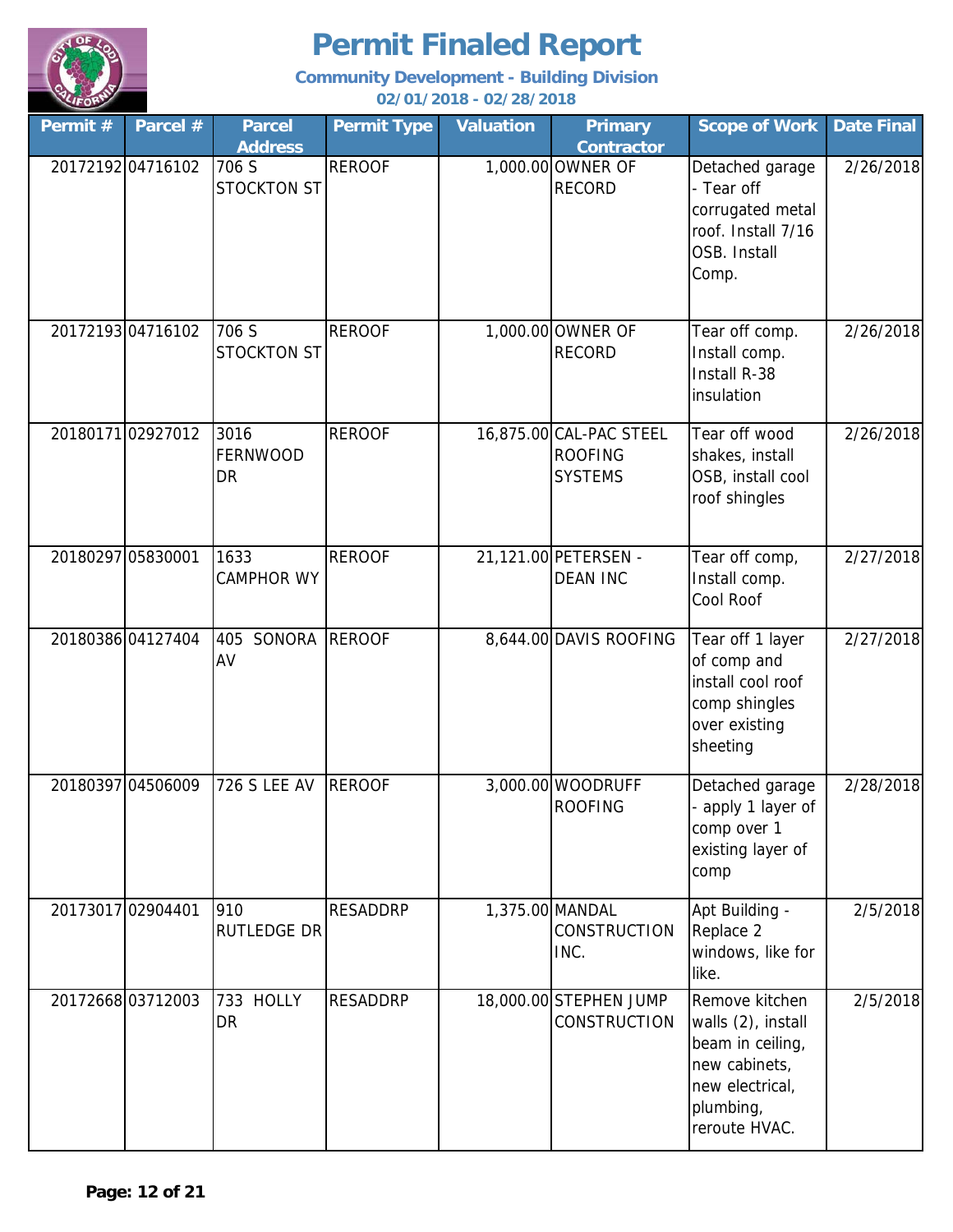# Permit Finaled Report

**Community Development - Building Division**

**02/01/2018 - 02/28/2018**

| Permit # | Parcel # | Parcel Address | Permit Type | Valuation | Primary Contractor | Scope of Work | Date Final |
|---|---|---|---|---|---|---|---|
| 20172192 | 04716102 | 706 S STOCKTON ST | REROOF | 1,000.00 | OWNER OF RECORD | Detached garage - Tear off corrugated metal roof. Install 7/16 OSB. Install Comp. | 2/26/2018 |
| 20172193 | 04716102 | 706 S STOCKTON ST | REROOF | 1,000.00 | OWNER OF RECORD | Tear off comp. Install comp. Install R-38 insulation | 2/26/2018 |
| 20180171 | 02927012 | 3016 FERNWOOD DR | REROOF | 16,875.00 | CAL-PAC STEEL ROOFING SYSTEMS | Tear off wood shakes, install OSB, install cool roof shingles | 2/26/2018 |
| 20180297 | 05830001 | 1633 CAMPHOR WY | REROOF | 21,121.00 | PETERSEN - DEAN INC | Tear off comp, Install comp. Cool Roof | 2/27/2018 |
| 20180386 | 04127404 | 405 SONORA AV | REROOF | 8,644.00 | DAVIS ROOFING | Tear off 1 layer of comp and install cool roof comp shingles over existing sheeting | 2/27/2018 |
| 20180397 | 04506009 | 726 S LEE AV | REROOF | 3,000.00 | WOODRUFF ROOFING | Detached garage - apply 1 layer of comp over 1 existing layer of comp | 2/28/2018 |
| 20173017 | 02904401 | 910 RUTLEDGE DR | RESADDRP | 1,375.00 | MANDAL CONSTRUCTION INC. | Apt Building - Replace 2 windows, like for like. | 2/5/2018 |
| 20172668 | 03712003 | 733 HOLLY DR | RESADDRP | 18,000.00 | STEPHEN JUMP CONSTRUCTION | Remove kitchen walls (2), install beam in ceiling, new cabinets, new electrical, plumbing, reroute HVAC. | 2/5/2018 |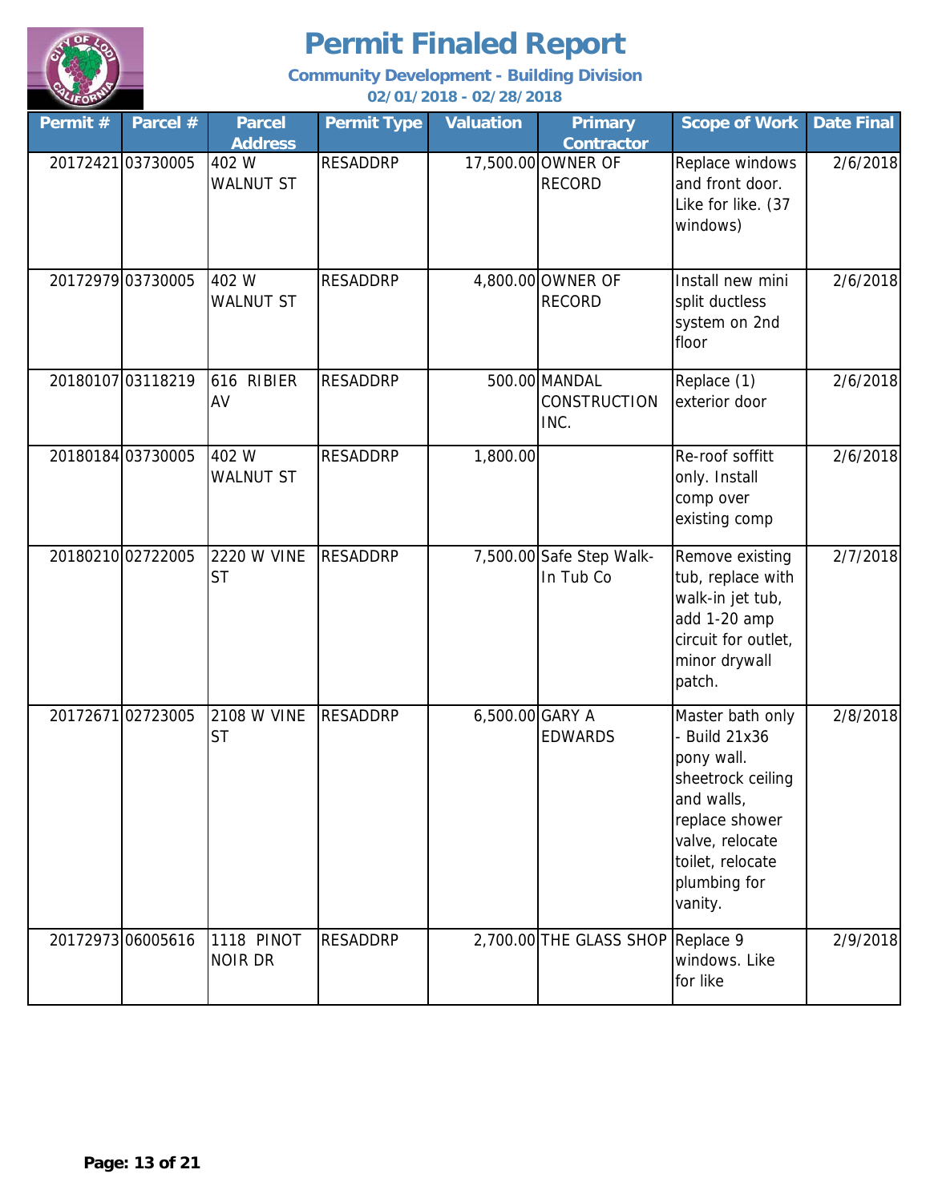# Permit Finaled Report

**Community Development - Building Division**

**02/01/2018 - 02/28/2018**

| Permit # | Parcel # | Parcel Address | Permit Type | Valuation | Primary Contractor | Scope of Work | Date Final |
|---|---|---|---|---|---|---|---|
| 20172421 | 03730005 | 402 W WALNUT ST | RESADDRP | 17,500.00 | OWNER OF RECORD | Replace windows and front door. Like for like. (37 windows) | 2/6/2018 |
| 20172979 | 03730005 | 402 W WALNUT ST | RESADDRP | 4,800.00 | OWNER OF RECORD | Install new mini split ductless system on 2nd floor | 2/6/2018 |
| 20180107 | 03118219 | 616 RIBIER AV | RESADDRP | 500.00 | MANDAL CONSTRUCTION INC. | Replace (1) exterior door | 2/6/2018 |
| 20180184 | 03730005 | 402 W WALNUT ST | RESADDRP | 1,800.00 | | Re-roof soffitt only. Install comp over existing comp | 2/6/2018 |
| 20180210 | 02722005 | 2220 W VINE ST | RESADDRP | 7,500.00 | Safe Step Walk-In Tub Co | Remove existing tub, replace with walk-in jet tub, add 1-20 amp circuit for outlet, minor drywall patch. | 2/7/2018 |
| 20172671 | 02723005 | 2108 W VINE ST | RESADDRP | 6,500.00 | GARY A EDWARDS | Master bath only - Build 21x36 pony wall. sheetrock ceiling and walls, replace shower valve, relocate toilet, relocate plumbing for vanity. | 2/8/2018 |
| 20172973 | 06005616 | 1118 PINOT NOIR DR | RESADDRP | 2,700.00 | THE GLASS SHOP | Replace 9 windows. Like for like | 2/9/2018 |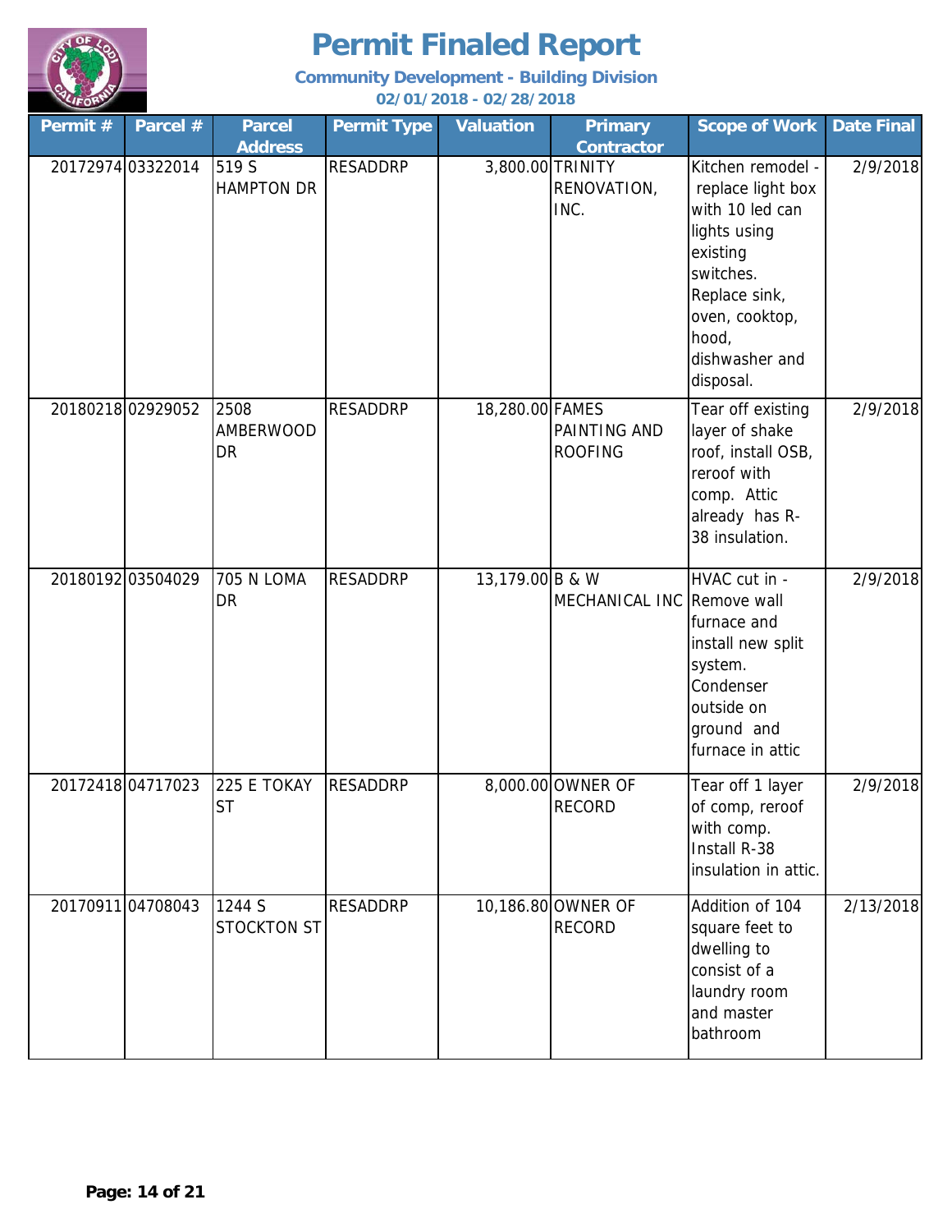# Permit Finaled Report

**Community Development - Building Division**

**02/01/2018 - 02/28/2018**

| Permit # | Parcel # | Parcel Address | Permit Type | Valuation | Primary Contractor | Scope of Work | Date Final |
|---|---|---|---|---|---|---|---|
| 20172974 | 03322014 | 519 S HAMPTON DR | RESADDRP | 3,800.00 | TRINITY RENOVATION, INC. | Kitchen remodel - replace light box with 10 led can lights using existing switches. Replace sink, oven, cooktop, hood, dishwasher and disposal. | 2/9/2018 |
| 20180218 | 02929052 | 2508 AMBERWOOD DR | RESADDRP | 18,280.00 | FAMES PAINTING AND ROOFING | Tear off existing layer of shake roof, install OSB, reroof with comp. Attic already has R-38 insulation. | 2/9/2018 |
| 20180192 | 03504029 | 705 N LOMA DR | RESADDRP | 13,179.00 | B & W MECHANICAL INC | HVAC cut in - Remove wall furnace and install new split system. Condenser outside on ground and furnace in attic | 2/9/2018 |
| 20172418 | 04717023 | 225 E TOKAY ST | RESADDRP | 8,000.00 | OWNER OF RECORD | Tear off 1 layer of comp, reroof with comp. Install R-38 insulation in attic. | 2/9/2018 |
| 20170911 | 04708043 | 1244 S STOCKTON ST | RESADDRP | 10,186.80 | OWNER OF RECORD | Addition of 104 square feet to dwelling to consist of a laundry room and master bathroom | 2/13/2018 |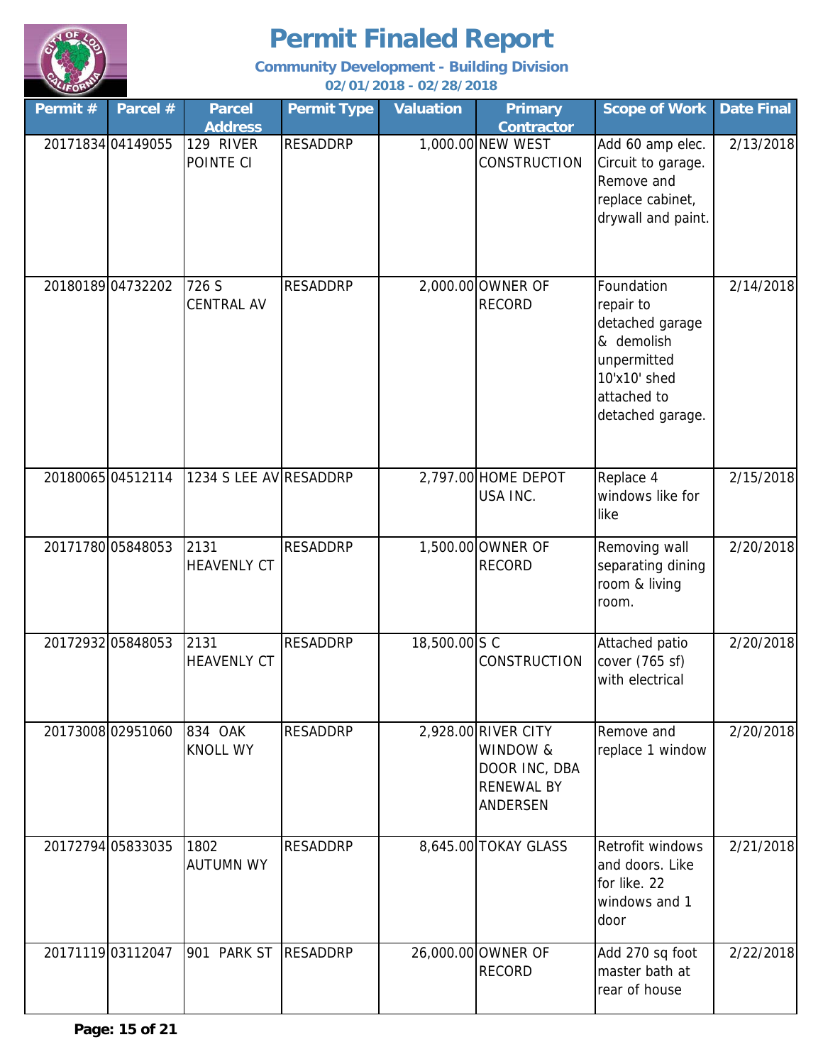# Permit Finaled Report

**Community Development - Building Division**

**02/01/2018 - 02/28/2018**

| Permit # | Parcel # | Parcel Address | Permit Type | Valuation | Primary Contractor | Scope of Work | Date Final |
|---|---|---|---|---|---|---|---|
| 20171834 | 04149055 | 129 RIVER POINTE CI | RESADDRP | 1,000.00 | NEW WEST CONSTRUCTION | Add 60 amp elec. Circuit to garage. Remove and replace cabinet, drywall and paint. | 2/13/2018 |
| 20180189 | 04732202 | 726 S CENTRAL AV | RESADDRP | 2,000.00 | OWNER OF RECORD | Foundation repair to detached garage & demolish unpermitted 10'x10' shed attached to detached garage. | 2/14/2018 |
| 20180065 | 04512114 | 1234 S LEE AV | RESADDRP | 2,797.00 | HOME DEPOT USA INC. | Replace 4 windows like for like | 2/15/2018 |
| 20171780 | 05848053 | 2131 HEAVENLY CT | RESADDRP | 1,500.00 | OWNER OF RECORD | Removing wall separating dining room & living room. | 2/20/2018 |
| 20172932 | 05848053 | 2131 HEAVENLY CT | RESADDRP | 18,500.00 | S C CONSTRUCTION | Attached patio cover (765 sf) with electrical | 2/20/2018 |
| 20173008 | 02951060 | 834 OAK KNOLL WY | RESADDRP | 2,928.00 | RIVER CITY WINDOW & DOOR INC, DBA RENEWAL BY ANDERSEN | Remove and replace 1 window | 2/20/2018 |
| 20172794 | 05833035 | 1802 AUTUMN WY | RESADDRP | 8,645.00 | TOKAY GLASS | Retrofit windows and doors. Like for like. 22 windows and 1 door | 2/21/2018 |
| 20171119 | 03112047 | 901 PARK ST | RESADDRP | 26,000.00 | OWNER OF RECORD | Add 270 sq foot master bath at rear of house | 2/22/2018 |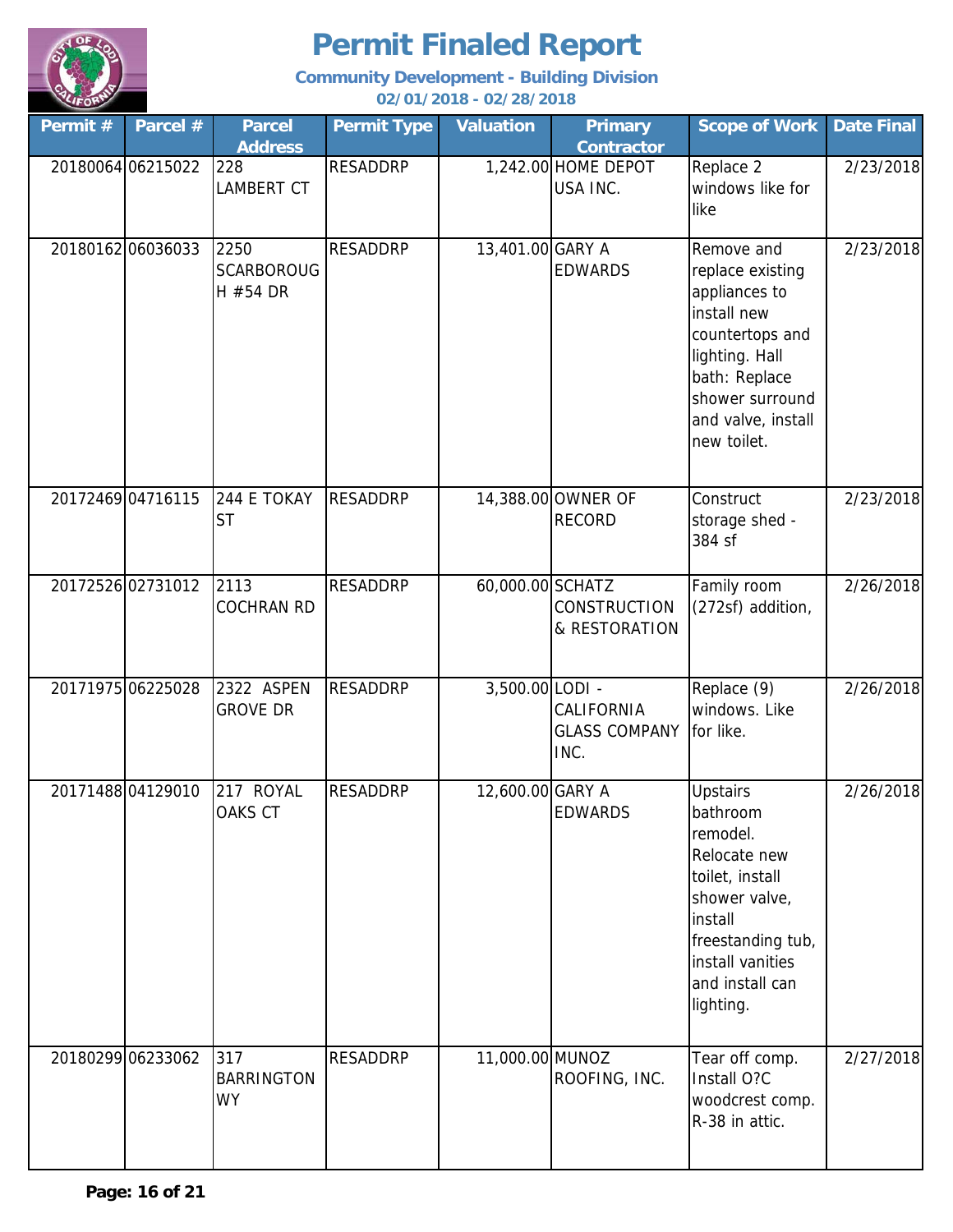# Permit Finaled Report

**Community Development - Building Division**

**02/01/2018 - 02/28/2018**

| Permit # | Parcel # | Parcel Address | Permit Type | Valuation | Primary Contractor | Scope of Work | Date Final |
|---|---|---|---|---|---|---|---|
| 20180064 | 06215022 | 228 LAMBERT CT | RESADDRP | 1,242.00 | HOME DEPOT USA INC. | Replace 2 windows like for like | 2/23/2018 |
| 20180162 | 06036033 | 2250 SCARBOROUGH #54 DR | RESADDRP | 13,401.00 | GARY A EDWARDS | Remove and replace existing appliances to install new countertops and lighting. Hall bath: Replace shower surround and valve, install new toilet. | 2/23/2018 |
| 20172469 | 04716115 | 244 E TOKAY ST | RESADDRP | 14,388.00 | OWNER OF RECORD | Construct storage shed - 384 sf | 2/23/2018 |
| 20172526 | 02731012 | 2113 COCHRAN RD | RESADDRP | 60,000.00 | SCHATZ CONSTRUCTION & RESTORATION | Family room (272sf) addition, | 2/26/2018 |
| 20171975 | 06225028 | 2322 ASPEN GROVE DR | RESADDRP | 3,500.00 | LODI - CALIFORNIA GLASS COMPANY INC. | Replace (9) windows. Like for like. | 2/26/2018 |
| 20171488 | 04129010 | 217 ROYAL OAKS CT | RESADDRP | 12,600.00 | GARY A EDWARDS | Upstairs bathroom remodel. Relocate new toilet, install shower valve, install freestanding tub, install vanities and install can lighting. | 2/26/2018 |
| 20180299 | 06233062 | 317 BARRINGTON WY | RESADDRP | 11,000.00 | MUNOZ ROOFING, INC. | Tear off comp. Install O?C woodcrest comp. R-38 in attic. | 2/27/2018 |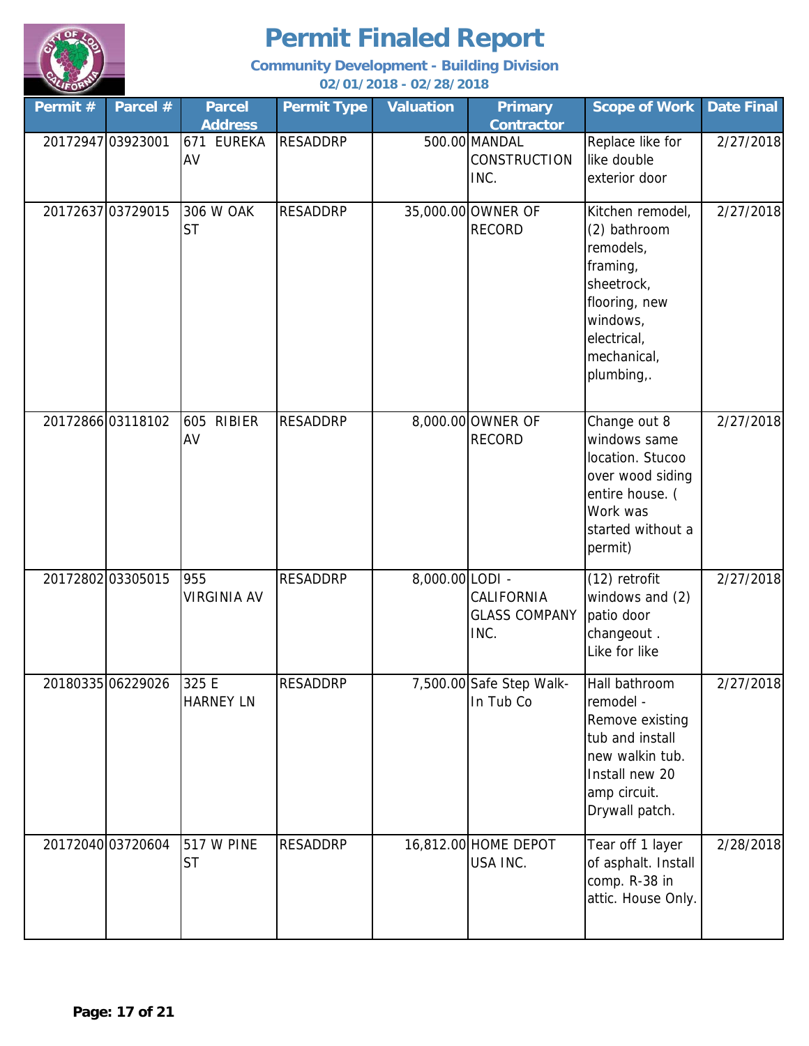# Permit Finaled Report

**Community Development - Building Division**

**02/01/2018 - 02/28/2018**

| Permit # | Parcel # | Parcel Address | Permit Type | Valuation | Primary Contractor | Scope of Work | Date Final |
|---|---|---|---|---|---|---|---|
| 20172947 | 03923001 | 671 EUREKA AV | RESADDRP | 500.00 | MANDAL CONSTRUCTION INC. | Replace like for like double exterior door | 2/27/2018 |
| 20172637 | 03729015 | 306 W OAK ST | RESADDRP | 35,000.00 | OWNER OF RECORD | Kitchen remodel, (2) bathroom remodels, framing, sheetrock, flooring, new windows, electrical, mechanical, plumbing,. | 2/27/2018 |
| 20172866 | 03118102 | 605 RIBIER AV | RESADDRP | 8,000.00 | OWNER OF RECORD | Change out 8 windows same location. Stucoo over wood siding entire house. ( Work was started without a permit) | 2/27/2018 |
| 20172802 | 03305015 | 955 VIRGINIA AV | RESADDRP | 8,000.00 | LODI - CALIFORNIA GLASS COMPANY INC. | (12) retrofit windows and (2) patio door changeout . Like for like | 2/27/2018 |
| 20180335 | 06229026 | 325 E HARNEY LN | RESADDRP | 7,500.00 | Safe Step Walk-In Tub Co | Hall bathroom remodel - Remove existing tub and install new walkin tub. Install new 20 amp circuit. Drywall patch. | 2/27/2018 |
| 20172040 | 03720604 | 517 W PINE ST | RESADDRP | 16,812.00 | HOME DEPOT USA INC. | Tear off 1 layer of asphalt. Install comp. R-38 in attic. House Only. | 2/28/2018 |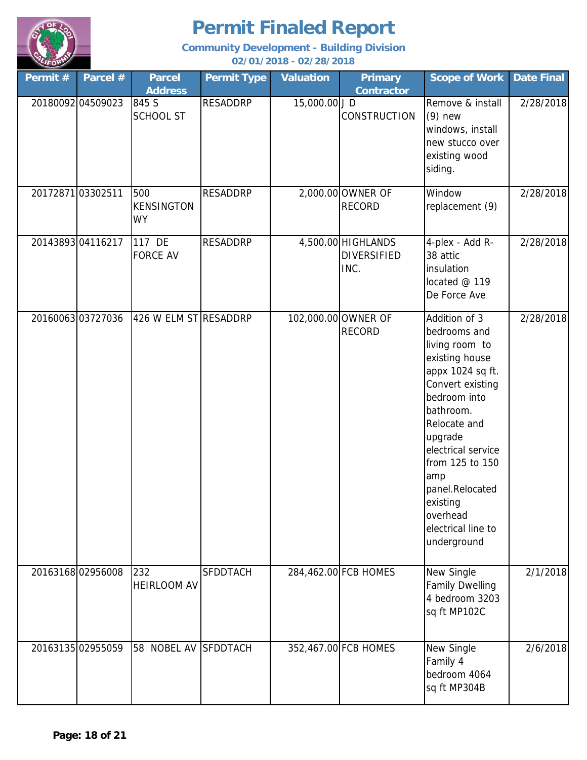# Permit Finaled Report

**Community Development - Building Division**

**02/01/2018 - 02/28/2018**

| Permit # | Parcel # | Parcel Address | Permit Type | Valuation | Primary Contractor | Scope of Work | Date Final |
|---|---|---|---|---|---|---|---|
| 20180092 | 04509023 | 845 S SCHOOL ST | RESADDRP | 15,000.00 | J D CONSTRUCTION | Remove & install (9) new windows, install new stucco over existing wood siding. | 2/28/2018 |
| 20172871 | 03302511 | 500 KENSINGTON WY | RESADDRP | 2,000.00 | OWNER OF RECORD | Window replacement (9) | 2/28/2018 |
| 20143893 | 04116217 | 117 DE FORCE AV | RESADDRP | 4,500.00 | HIGHLANDS DIVERSIFIED INC. | 4-plex - Add R-38 attic insulation located @ 119 De Force Ave | 2/28/2018 |
| 20160063 | 03727036 | 426 W ELM ST | RESADDRP | 102,000.00 | OWNER OF RECORD | Addition of 3 bedrooms and living room to existing house appx 1024 sq ft. Convert existing bedroom into bathroom. Relocate and upgrade electrical service from 125 to 150 amp panel.Relocated existing overhead electrical line to underground | 2/28/2018 |
| 20163168 | 02956008 | 232 HEIRLOOM AV | SFDDTACH | 284,462.00 | FCB HOMES | New Single Family Dwelling 4 bedroom 3203 sq ft MP102C | 2/1/2018 |
| 20163135 | 02955059 | 58 NOBEL AV | SFDDTACH | 352,467.00 | FCB HOMES | New Single Family 4 bedroom 4064 sq ft MP304B | 2/6/2018 |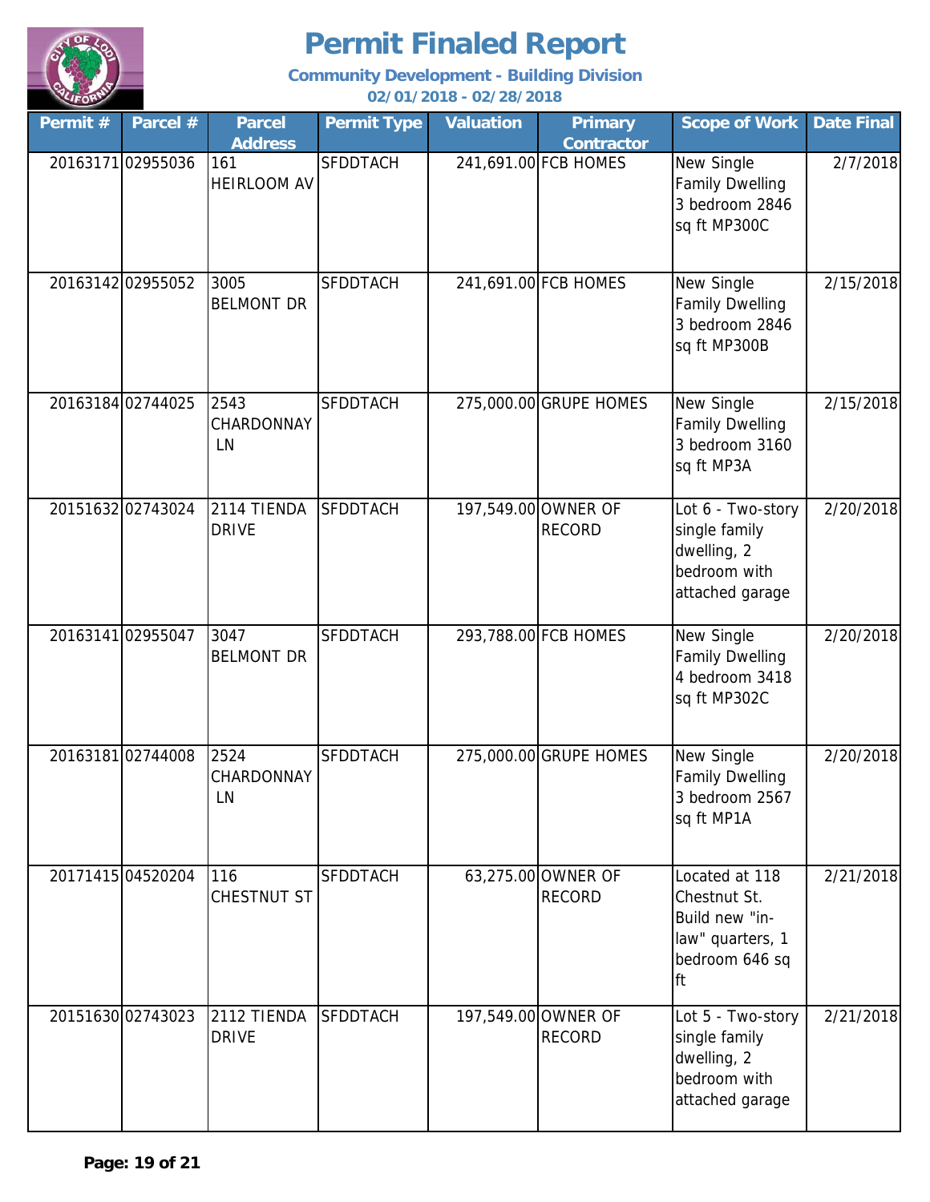# Permit Finaled Report

**Community Development - Building Division**

**02/01/2018 - 02/28/2018**

| Permit # | Parcel # | Parcel Address | Permit Type | Valuation | Primary Contractor | Scope of Work | Date Final |
|---|---|---|---|---|---|---|---|
| 20163171 | 02955036 | 161 HEIRLOOM AV | SFDDTACH | 241,691.00 | FCB HOMES | New Single Family Dwelling 3 bedroom 2846 sq ft MP300C | 2/7/2018 |
| 20163142 | 02955052 | 3005 BELMONT DR | SFDDTACH | 241,691.00 | FCB HOMES | New Single Family Dwelling 3 bedroom 2846 sq ft MP300B | 2/15/2018 |
| 20163184 | 02744025 | 2543 CHARDONNAY LN | SFDDTACH | 275,000.00 | GRUPE HOMES | New Single Family Dwelling 3 bedroom 3160 sq ft MP3A | 2/15/2018 |
| 20151632 | 02743024 | 2114 TIENDA DRIVE | SFDDTACH | 197,549.00 | OWNER OF RECORD | Lot 6 - Two-story single family dwelling, 2 bedroom with attached garage | 2/20/2018 |
| 20163141 | 02955047 | 3047 BELMONT DR | SFDDTACH | 293,788.00 | FCB HOMES | New Single Family Dwelling 4 bedroom 3418 sq ft MP302C | 2/20/2018 |
| 20163181 | 02744008 | 2524 CHARDONNAY LN | SFDDTACH | 275,000.00 | GRUPE HOMES | New Single Family Dwelling 3 bedroom 2567 sq ft MP1A | 2/20/2018 |
| 20171415 | 04520204 | 116 CHESTNUT ST | SFDDTACH | 63,275.00 | OWNER OF RECORD | Located at 118 Chestnut St. Build new "in-law" quarters, 1 bedroom 646 sq ft | 2/21/2018 |
| 20151630 | 02743023 | 2112 TIENDA DRIVE | SFDDTACH | 197,549.00 | OWNER OF RECORD | Lot 5 - Two-story single family dwelling, 2 bedroom with attached garage | 2/21/2018 |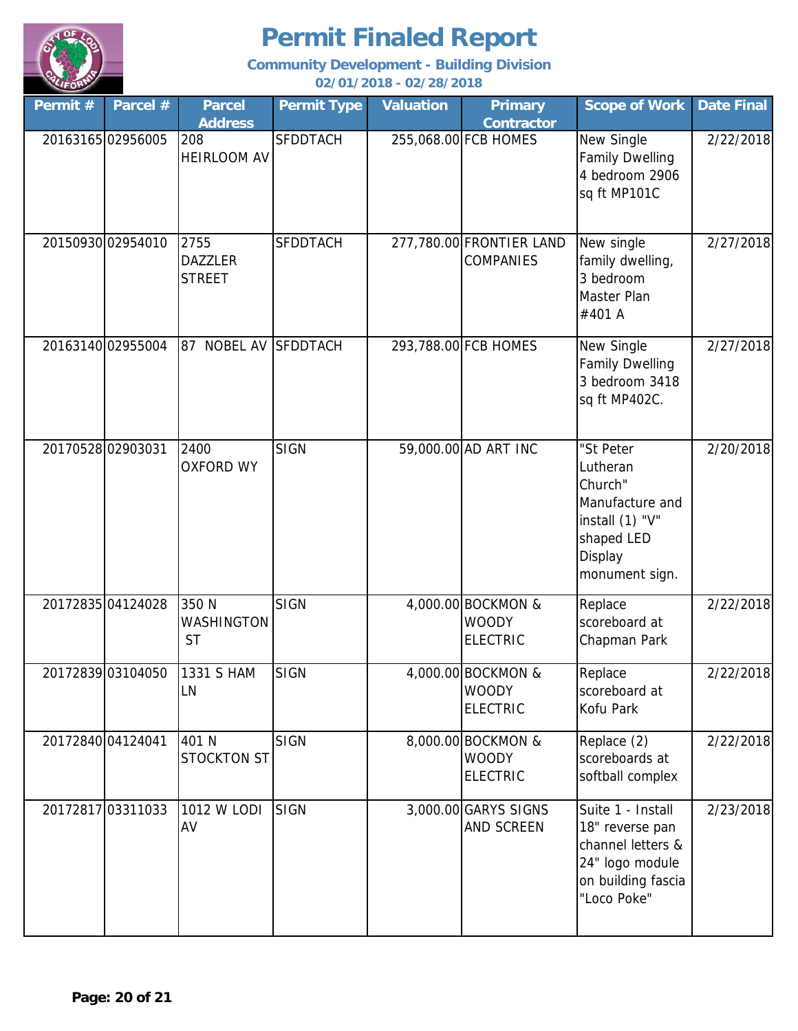# Permit Finaled Report

**Community Development - Building Division**

**02/01/2018 - 02/28/2018**

| Permit # | Parcel # | Parcel Address | Permit Type | Valuation | Primary Contractor | Scope of Work | Date Final |
|---|---|---|---|---|---|---|---|
| 20163165 | 02956005 | 208 HEIRLOOM AV | SFDDTACH | 255,068.00 | FCB HOMES | New Single Family Dwelling 4 bedroom 2906 sq ft MP101C | 2/22/2018 |
| 20150930 | 02954010 | 2755 DAZZLER STREET | SFDDTACH | 277,780.00 | FRONTIER LAND COMPANIES | New single family dwelling, 3 bedroom Master Plan #401 A | 2/27/2018 |
| 20163140 | 02955004 | 87 NOBEL AV | SFDDTACH | 293,788.00 | FCB HOMES | New Single Family Dwelling 3 bedroom 3418 sq ft MP402C. | 2/27/2018 |
| 20170528 | 02903031 | 2400 OXFORD WY | SIGN | 59,000.00 | AD ART INC | "St Peter Lutheran Church" Manufacture and install (1) "V" shaped LED Display monument sign. | 2/20/2018 |
| 20172835 | 04124028 | 350 N WASHINGTON ST | SIGN | 4,000.00 | BOCKMON & WOODY ELECTRIC | Replace scoreboard at Chapman Park | 2/22/2018 |
| 20172839 | 03104050 | 1331 S HAM LN | SIGN | 4,000.00 | BOCKMON & WOODY ELECTRIC | Replace scoreboard at Kofu Park | 2/22/2018 |
| 20172840 | 04124041 | 401 N STOCKTON ST | SIGN | 8,000.00 | BOCKMON & WOODY ELECTRIC | Replace (2) scoreboards at softball complex | 2/22/2018 |
| 20172817 | 03311033 | 1012 W LODI AV | SIGN | 3,000.00 | GARYS SIGNS AND SCREEN | Suite 1 - Install 18" reverse pan channel letters & 24" logo module on building fascia "Loco Poke" | 2/23/2018 |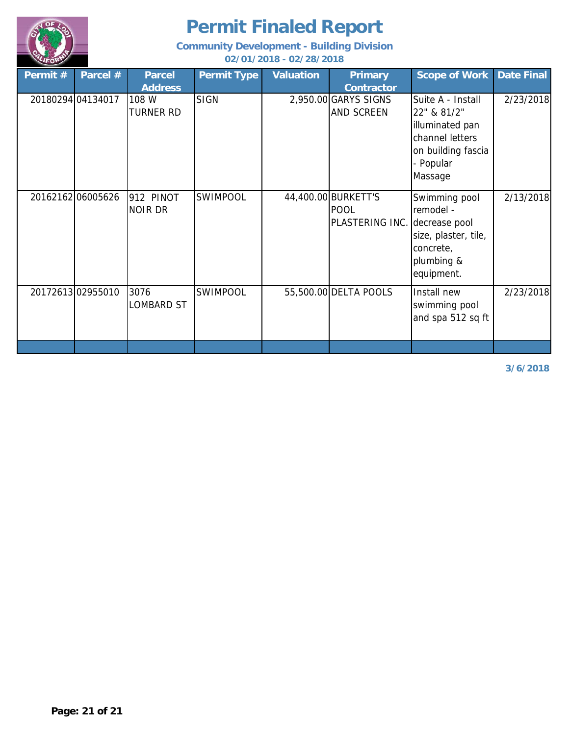# Permit Finaled Report

**Community Development - Building Division**

**02/01/2018 - 02/28/2018**

| Permit # | Parcel # | Parcel Address | Permit Type | Valuation | Primary Contractor | Scope of Work | Date Final |
|---|---|---|---|---|---|---|---|
| 20180294 | 04134017 | 108 W TURNER RD | SIGN | 2,950.00 | GARYS SIGNS AND SCREEN | Suite A - Install 22" & 81/2" illuminated pan channel letters on building fascia - Popular Massage | 2/23/2018 |
| 20162162 | 06005626 | 912 PINOT NOIR DR | SWIMPOOL | 44,400.00 | BURKETT'S POOL PLASTERING INC. | Swimming pool remodel - decrease pool size, plaster, tile, concrete, plumbing & equipment. | 2/13/2018 |
| 20172613 | 02955010 | 3076 LOMBARD ST | SWIMPOOL | 55,500.00 | DELTA POOLS | Install new swimming pool and spa 512 sq ft | 2/23/2018 |

3/6/2018